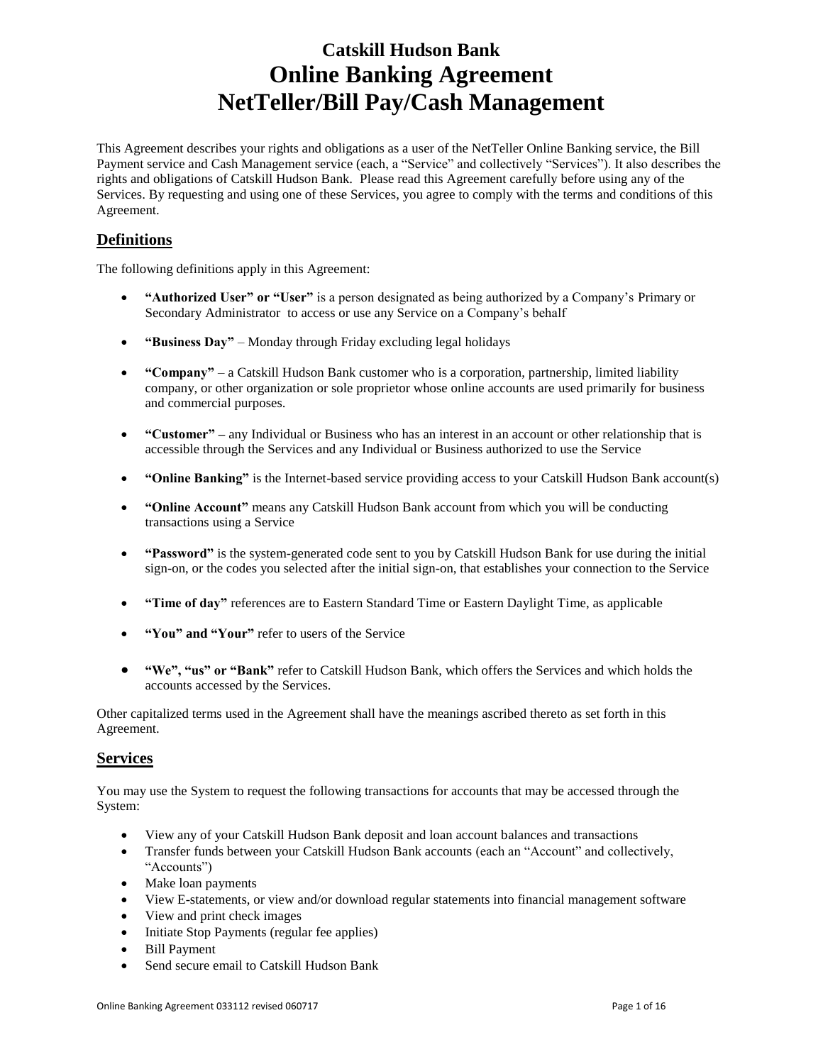# Catskill Hudson Bank
# Online Banking Agreement
# NetTeller/Bill Pay/Cash Management

This Agreement describes your rights and obligations as a user of the NetTeller Online Banking service, the Bill Payment service and Cash Management service (each, a "Service" and collectively "Services"). It also describes the rights and obligations of Catskill Hudson Bank. Please read this Agreement carefully before using any of the Services. By requesting and using one of these Services, you agree to comply with the terms and conditions of this Agreement.

## Definitions

The following definitions apply in this Agreement:

- **"Authorized User" or "User"** is a person designated as being authorized by a Company's Primary or Secondary Administrator to access or use any Service on a Company's behalf
- **"Business Day"** – Monday through Friday excluding legal holidays
- **"Company"** – a Catskill Hudson Bank customer who is a corporation, partnership, limited liability company, or other organization or sole proprietor whose online accounts are used primarily for business and commercial purposes.
- **"Customer" –** any Individual or Business who has an interest in an account or other relationship that is accessible through the Services and any Individual or Business authorized to use the Service
- **"Online Banking"** is the Internet-based service providing access to your Catskill Hudson Bank account(s)
- **"Online Account"** means any Catskill Hudson Bank account from which you will be conducting transactions using a Service
- **"Password"** is the system-generated code sent to you by Catskill Hudson Bank for use during the initial sign-on, or the codes you selected after the initial sign-on, that establishes your connection to the Service
- **"Time of day"** references are to Eastern Standard Time or Eastern Daylight Time, as applicable
- **"You" and "Your"** refer to users of the Service
- **"We", "us" or "Bank"** refer to Catskill Hudson Bank, which offers the Services and which holds the accounts accessed by the Services.

Other capitalized terms used in the Agreement shall have the meanings ascribed thereto as set forth in this Agreement.

## Services

You may use the System to request the following transactions for accounts that may be accessed through the System:

- View any of your Catskill Hudson Bank deposit and loan account balances and transactions
- Transfer funds between your Catskill Hudson Bank accounts (each an "Account" and collectively, "Accounts")
- Make loan payments
- View E-statements, or view and/or download regular statements into financial management software
- View and print check images
- Initiate Stop Payments (regular fee applies)
- Bill Payment
- Send secure email to Catskill Hudson Bank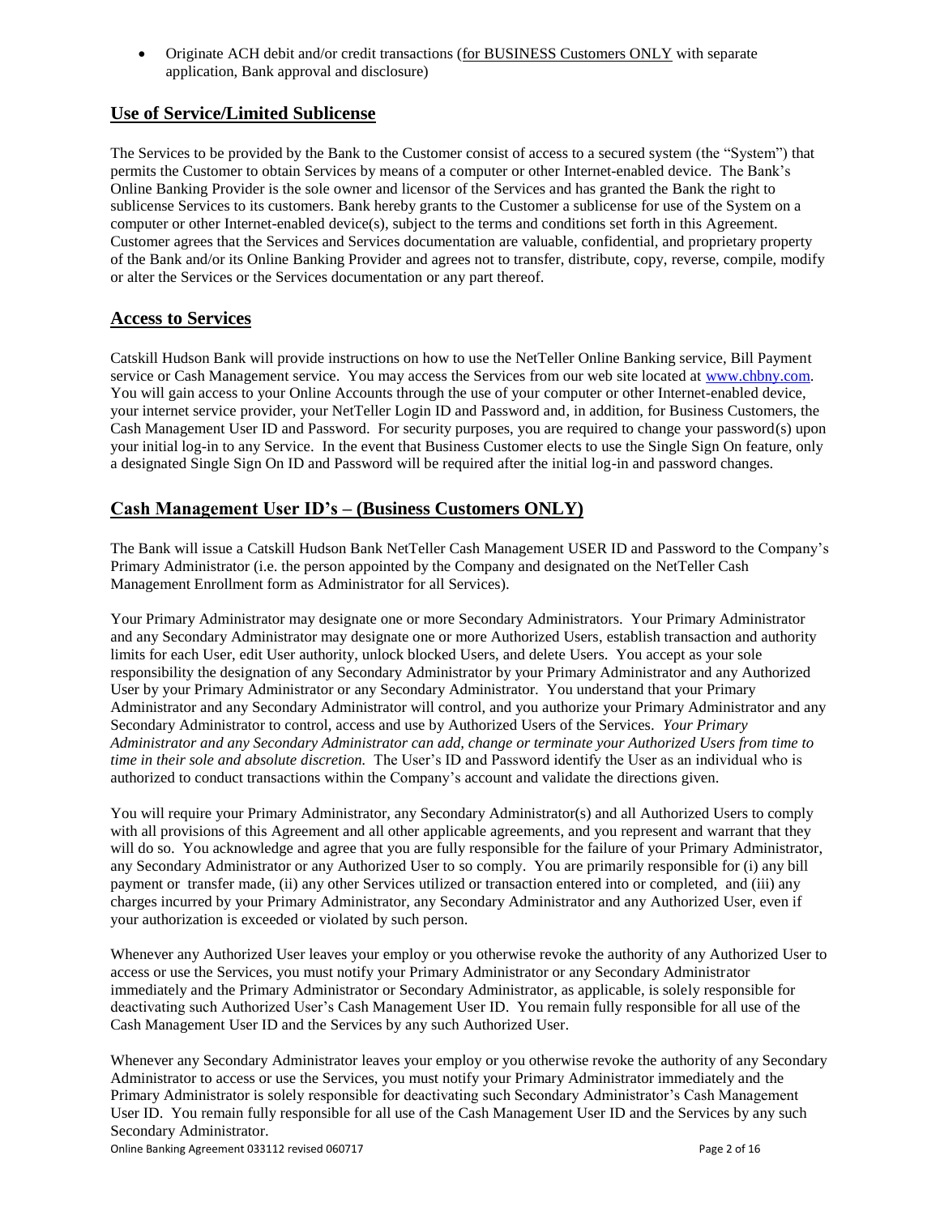- Originate ACH debit and/or credit transactions (for BUSINESS Customers ONLY with separate application, Bank approval and disclosure)

## Use of Service/Limited Sublicense

The Services to be provided by the Bank to the Customer consist of access to a secured system (the "System") that permits the Customer to obtain Services by means of a computer or other Internet-enabled device. The Bank's Online Banking Provider is the sole owner and licensor of the Services and has granted the Bank the right to sublicense Services to its customers. Bank hereby grants to the Customer a sublicense for use of the System on a computer or other Internet-enabled device(s), subject to the terms and conditions set forth in this Agreement. Customer agrees that the Services and Services documentation are valuable, confidential, and proprietary property of the Bank and/or its Online Banking Provider and agrees not to transfer, distribute, copy, reverse, compile, modify or alter the Services or the Services documentation or any part thereof.

## Access to Services

Catskill Hudson Bank will provide instructions on how to use the NetTeller Online Banking service, Bill Payment service or Cash Management service. You may access the Services from our web site located at www.chbny.com. You will gain access to your Online Accounts through the use of your computer or other Internet-enabled device, your internet service provider, your NetTeller Login ID and Password and, in addition, for Business Customers, the Cash Management User ID and Password. For security purposes, you are required to change your password(s) upon your initial log-in to any Service. In the event that Business Customer elects to use the Single Sign On feature, only a designated Single Sign On ID and Password will be required after the initial log-in and password changes.

## Cash Management User ID's – (Business Customers ONLY)

The Bank will issue a Catskill Hudson Bank NetTeller Cash Management USER ID and Password to the Company's Primary Administrator (i.e. the person appointed by the Company and designated on the NetTeller Cash Management Enrollment form as Administrator for all Services).

Your Primary Administrator may designate one or more Secondary Administrators. Your Primary Administrator and any Secondary Administrator may designate one or more Authorized Users, establish transaction and authority limits for each User, edit User authority, unlock blocked Users, and delete Users. You accept as your sole responsibility the designation of any Secondary Administrator by your Primary Administrator and any Authorized User by your Primary Administrator or any Secondary Administrator. You understand that your Primary Administrator and any Secondary Administrator will control, and you authorize your Primary Administrator and any Secondary Administrator to control, access and use by Authorized Users of the Services. *Your Primary Administrator and any Secondary Administrator can add, change or terminate your Authorized Users from time to time in their sole and absolute discretion.* The User's ID and Password identify the User as an individual who is authorized to conduct transactions within the Company's account and validate the directions given.

You will require your Primary Administrator, any Secondary Administrator(s) and all Authorized Users to comply with all provisions of this Agreement and all other applicable agreements, and you represent and warrant that they will do so. You acknowledge and agree that you are fully responsible for the failure of your Primary Administrator, any Secondary Administrator or any Authorized User to so comply. You are primarily responsible for (i) any bill payment or transfer made, (ii) any other Services utilized or transaction entered into or completed, and (iii) any charges incurred by your Primary Administrator, any Secondary Administrator and any Authorized User, even if your authorization is exceeded or violated by such person.

Whenever any Authorized User leaves your employ or you otherwise revoke the authority of any Authorized User to access or use the Services, you must notify your Primary Administrator or any Secondary Administrator immediately and the Primary Administrator or Secondary Administrator, as applicable, is solely responsible for deactivating such Authorized User's Cash Management User ID. You remain fully responsible for all use of the Cash Management User ID and the Services by any such Authorized User.

Whenever any Secondary Administrator leaves your employ or you otherwise revoke the authority of any Secondary Administrator to access or use the Services, you must notify your Primary Administrator immediately and the Primary Administrator is solely responsible for deactivating such Secondary Administrator's Cash Management User ID. You remain fully responsible for all use of the Cash Management User ID and the Services by any such Secondary Administrator.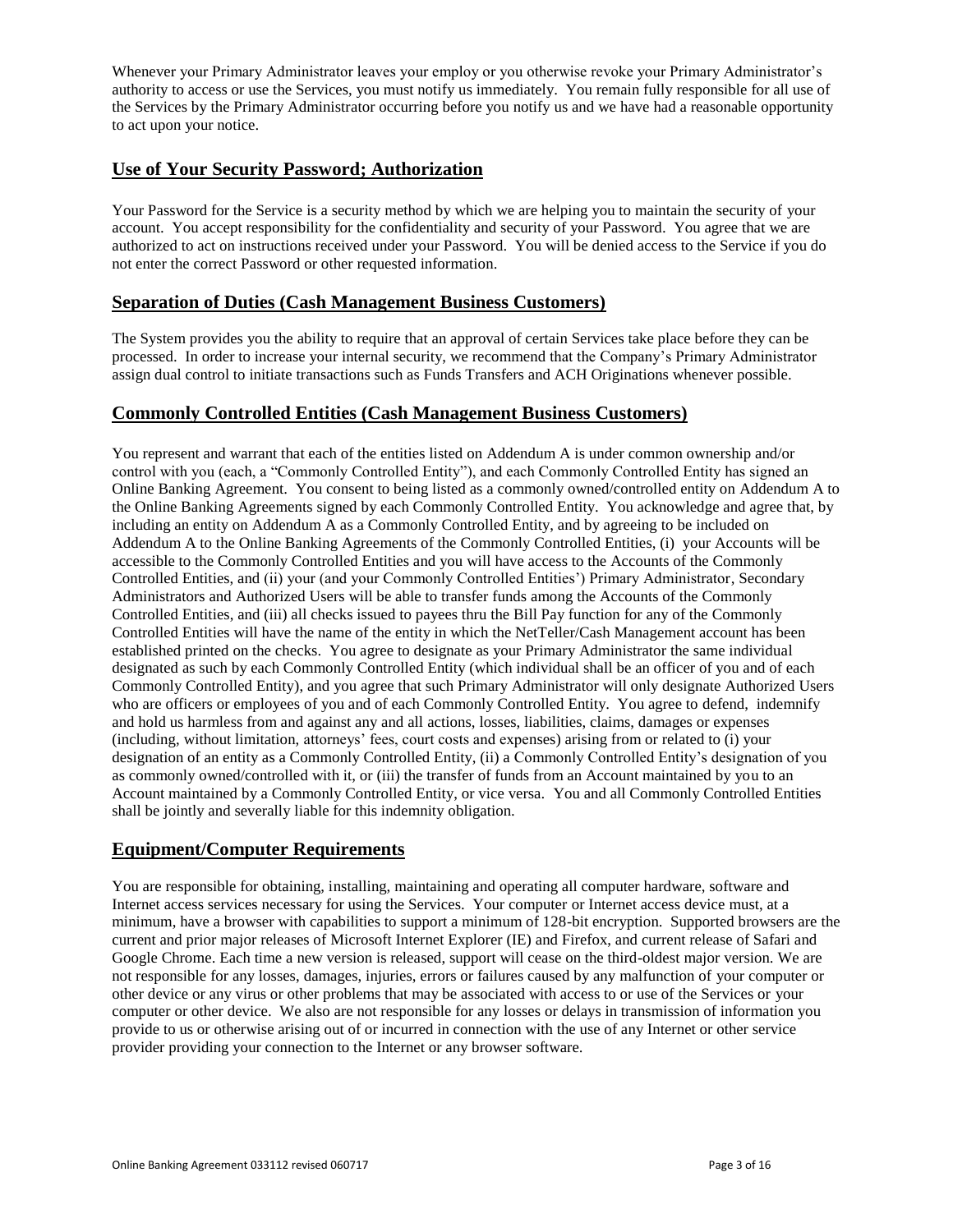Whenever your Primary Administrator leaves your employ or you otherwise revoke your Primary Administrator's authority to access or use the Services, you must notify us immediately. You remain fully responsible for all use of the Services by the Primary Administrator occurring before you notify us and we have had a reasonable opportunity to act upon your notice.

## Use of Your Security Password; Authorization

Your Password for the Service is a security method by which we are helping you to maintain the security of your account. You accept responsibility for the confidentiality and security of your Password. You agree that we are authorized to act on instructions received under your Password. You will be denied access to the Service if you do not enter the correct Password or other requested information.

## Separation of Duties (Cash Management Business Customers)

The System provides you the ability to require that an approval of certain Services take place before they can be processed. In order to increase your internal security, we recommend that the Company's Primary Administrator assign dual control to initiate transactions such as Funds Transfers and ACH Originations whenever possible.

## Commonly Controlled Entities (Cash Management Business Customers)

You represent and warrant that each of the entities listed on Addendum A is under common ownership and/or control with you (each, a "Commonly Controlled Entity"), and each Commonly Controlled Entity has signed an Online Banking Agreement. You consent to being listed as a commonly owned/controlled entity on Addendum A to the Online Banking Agreements signed by each Commonly Controlled Entity. You acknowledge and agree that, by including an entity on Addendum A as a Commonly Controlled Entity, and by agreeing to be included on Addendum A to the Online Banking Agreements of the Commonly Controlled Entities, (i) your Accounts will be accessible to the Commonly Controlled Entities and you will have access to the Accounts of the Commonly Controlled Entities, and (ii) your (and your Commonly Controlled Entities') Primary Administrator, Secondary Administrators and Authorized Users will be able to transfer funds among the Accounts of the Commonly Controlled Entities, and (iii) all checks issued to payees thru the Bill Pay function for any of the Commonly Controlled Entities will have the name of the entity in which the NetTeller/Cash Management account has been established printed on the checks. You agree to designate as your Primary Administrator the same individual designated as such by each Commonly Controlled Entity (which individual shall be an officer of you and of each Commonly Controlled Entity), and you agree that such Primary Administrator will only designate Authorized Users who are officers or employees of you and of each Commonly Controlled Entity. You agree to defend, indemnify and hold us harmless from and against any and all actions, losses, liabilities, claims, damages or expenses (including, without limitation, attorneys' fees, court costs and expenses) arising from or related to (i) your designation of an entity as a Commonly Controlled Entity, (ii) a Commonly Controlled Entity's designation of you as commonly owned/controlled with it, or (iii) the transfer of funds from an Account maintained by you to an Account maintained by a Commonly Controlled Entity, or vice versa. You and all Commonly Controlled Entities shall be jointly and severally liable for this indemnity obligation.

## Equipment/Computer Requirements

You are responsible for obtaining, installing, maintaining and operating all computer hardware, software and Internet access services necessary for using the Services. Your computer or Internet access device must, at a minimum, have a browser with capabilities to support a minimum of 128-bit encryption. Supported browsers are the current and prior major releases of Microsoft Internet Explorer (IE) and Firefox, and current release of Safari and Google Chrome. Each time a new version is released, support will cease on the third-oldest major version. We are not responsible for any losses, damages, injuries, errors or failures caused by any malfunction of your computer or other device or any virus or other problems that may be associated with access to or use of the Services or your computer or other device. We also are not responsible for any losses or delays in transmission of information you provide to us or otherwise arising out of or incurred in connection with the use of any Internet or other service provider providing your connection to the Internet or any browser software.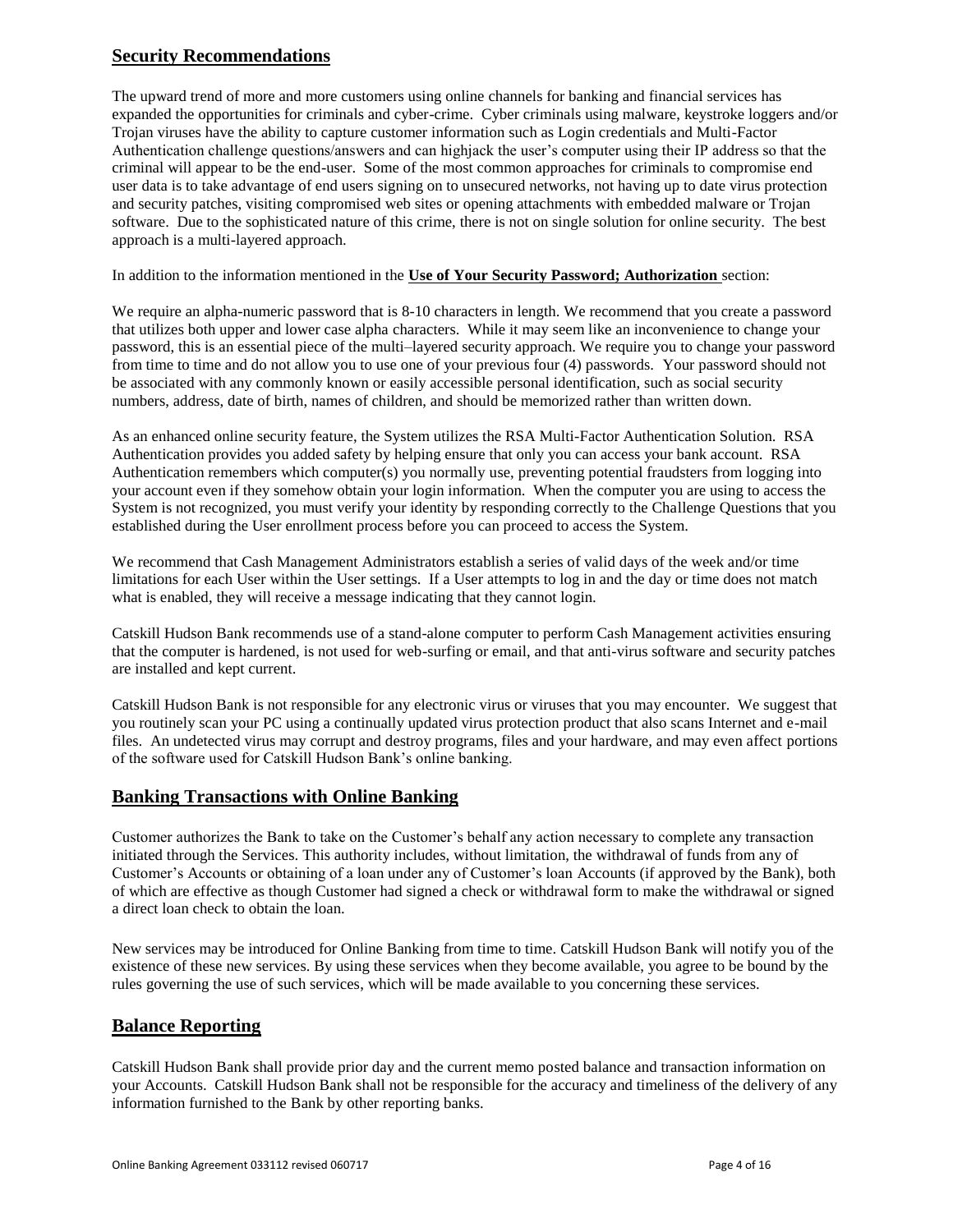## Security Recommendations

The upward trend of more and more customers using online channels for banking and financial services has expanded the opportunities for criminals and cyber-crime. Cyber criminals using malware, keystroke loggers and/or Trojan viruses have the ability to capture customer information such as Login credentials and Multi-Factor Authentication challenge questions/answers and can highjack the user's computer using their IP address so that the criminal will appear to be the end-user. Some of the most common approaches for criminals to compromise end user data is to take advantage of end users signing on to unsecured networks, not having up to date virus protection and security patches, visiting compromised web sites or opening attachments with embedded malware or Trojan software. Due to the sophisticated nature of this crime, there is not on single solution for online security. The best approach is a multi-layered approach.

In addition to the information mentioned in the **Use of Your Security Password; Authorization** section:

We require an alpha-numeric password that is 8-10 characters in length. We recommend that you create a password that utilizes both upper and lower case alpha characters. While it may seem like an inconvenience to change your password, this is an essential piece of the multi–layered security approach. We require you to change your password from time to time and do not allow you to use one of your previous four (4) passwords. Your password should not be associated with any commonly known or easily accessible personal identification, such as social security numbers, address, date of birth, names of children, and should be memorized rather than written down.

As an enhanced online security feature, the System utilizes the RSA Multi-Factor Authentication Solution. RSA Authentication provides you added safety by helping ensure that only you can access your bank account. RSA Authentication remembers which computer(s) you normally use, preventing potential fraudsters from logging into your account even if they somehow obtain your login information. When the computer you are using to access the System is not recognized, you must verify your identity by responding correctly to the Challenge Questions that you established during the User enrollment process before you can proceed to access the System.

We recommend that Cash Management Administrators establish a series of valid days of the week and/or time limitations for each User within the User settings. If a User attempts to log in and the day or time does not match what is enabled, they will receive a message indicating that they cannot login.

Catskill Hudson Bank recommends use of a stand-alone computer to perform Cash Management activities ensuring that the computer is hardened, is not used for web-surfing or email, and that anti-virus software and security patches are installed and kept current.

Catskill Hudson Bank is not responsible for any electronic virus or viruses that you may encounter. We suggest that you routinely scan your PC using a continually updated virus protection product that also scans Internet and e-mail files. An undetected virus may corrupt and destroy programs, files and your hardware, and may even affect portions of the software used for Catskill Hudson Bank's online banking.

## Banking Transactions with Online Banking

Customer authorizes the Bank to take on the Customer's behalf any action necessary to complete any transaction initiated through the Services. This authority includes, without limitation, the withdrawal of funds from any of Customer's Accounts or obtaining of a loan under any of Customer's loan Accounts (if approved by the Bank), both of which are effective as though Customer had signed a check or withdrawal form to make the withdrawal or signed a direct loan check to obtain the loan.

New services may be introduced for Online Banking from time to time. Catskill Hudson Bank will notify you of the existence of these new services. By using these services when they become available, you agree to be bound by the rules governing the use of such services, which will be made available to you concerning these services.

## Balance Reporting

Catskill Hudson Bank shall provide prior day and the current memo posted balance and transaction information on your Accounts. Catskill Hudson Bank shall not be responsible for the accuracy and timeliness of the delivery of any information furnished to the Bank by other reporting banks.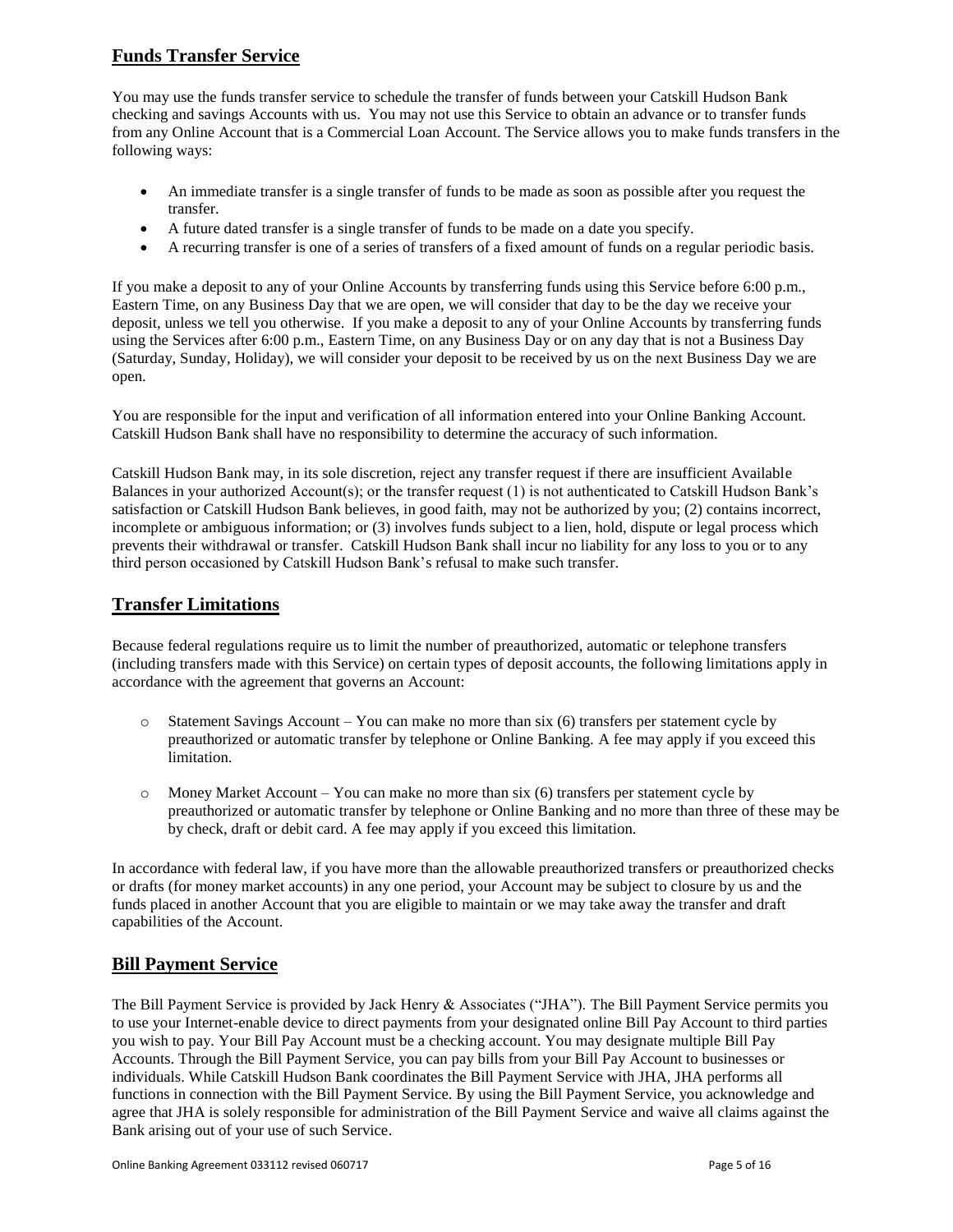## Funds Transfer Service

You may use the funds transfer service to schedule the transfer of funds between your Catskill Hudson Bank checking and savings Accounts with us. You may not use this Service to obtain an advance or to transfer funds from any Online Account that is a Commercial Loan Account. The Service allows you to make funds transfers in the following ways:

- An immediate transfer is a single transfer of funds to be made as soon as possible after you request the transfer.
- A future dated transfer is a single transfer of funds to be made on a date you specify.
- A recurring transfer is one of a series of transfers of a fixed amount of funds on a regular periodic basis.

If you make a deposit to any of your Online Accounts by transferring funds using this Service before 6:00 p.m., Eastern Time, on any Business Day that we are open, we will consider that day to be the day we receive your deposit, unless we tell you otherwise. If you make a deposit to any of your Online Accounts by transferring funds using the Services after 6:00 p.m., Eastern Time, on any Business Day or on any day that is not a Business Day (Saturday, Sunday, Holiday), we will consider your deposit to be received by us on the next Business Day we are open.

You are responsible for the input and verification of all information entered into your Online Banking Account. Catskill Hudson Bank shall have no responsibility to determine the accuracy of such information.

Catskill Hudson Bank may, in its sole discretion, reject any transfer request if there are insufficient Available Balances in your authorized Account(s); or the transfer request (1) is not authenticated to Catskill Hudson Bank's satisfaction or Catskill Hudson Bank believes, in good faith, may not be authorized by you; (2) contains incorrect, incomplete or ambiguous information; or (3) involves funds subject to a lien, hold, dispute or legal process which prevents their withdrawal or transfer. Catskill Hudson Bank shall incur no liability for any loss to you or to any third person occasioned by Catskill Hudson Bank's refusal to make such transfer.

## Transfer Limitations

Because federal regulations require us to limit the number of preauthorized, automatic or telephone transfers (including transfers made with this Service) on certain types of deposit accounts, the following limitations apply in accordance with the agreement that governs an Account:

- Statement Savings Account – You can make no more than six (6) transfers per statement cycle by preauthorized or automatic transfer by telephone or Online Banking. A fee may apply if you exceed this limitation.

- Money Market Account – You can make no more than six (6) transfers per statement cycle by preauthorized or automatic transfer by telephone or Online Banking and no more than three of these may be by check, draft or debit card. A fee may apply if you exceed this limitation.

In accordance with federal law, if you have more than the allowable preauthorized transfers or preauthorized checks or drafts (for money market accounts) in any one period, your Account may be subject to closure by us and the funds placed in another Account that you are eligible to maintain or we may take away the transfer and draft capabilities of the Account.

## Bill Payment Service

The Bill Payment Service is provided by Jack Henry & Associates ("JHA"). The Bill Payment Service permits you to use your Internet-enable device to direct payments from your designated online Bill Pay Account to third parties you wish to pay. Your Bill Pay Account must be a checking account. You may designate multiple Bill Pay Accounts. Through the Bill Payment Service, you can pay bills from your Bill Pay Account to businesses or individuals. While Catskill Hudson Bank coordinates the Bill Payment Service with JHA, JHA performs all functions in connection with the Bill Payment Service. By using the Bill Payment Service, you acknowledge and agree that JHA is solely responsible for administration of the Bill Payment Service and waive all claims against the Bank arising out of your use of such Service.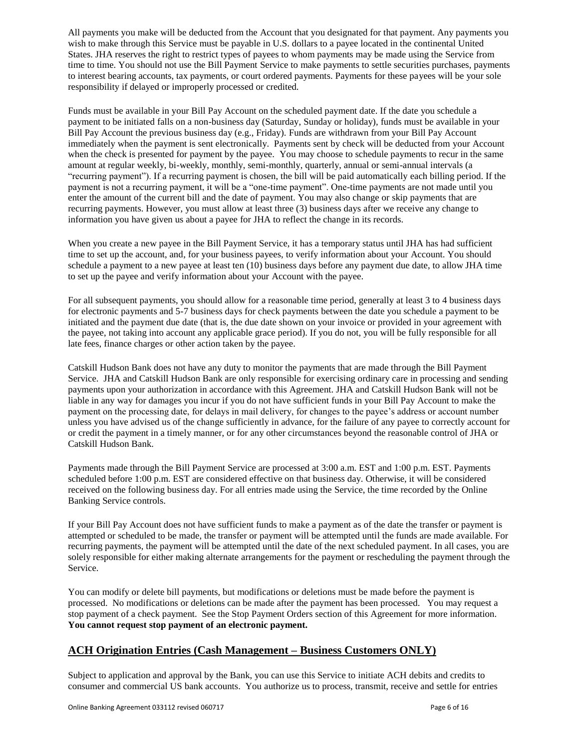All payments you make will be deducted from the Account that you designated for that payment. Any payments you wish to make through this Service must be payable in U.S. dollars to a payee located in the continental United States. JHA reserves the right to restrict types of payees to whom payments may be made using the Service from time to time. You should not use the Bill Payment Service to make payments to settle securities purchases, payments to interest bearing accounts, tax payments, or court ordered payments. Payments for these payees will be your sole responsibility if delayed or improperly processed or credited.

Funds must be available in your Bill Pay Account on the scheduled payment date. If the date you schedule a payment to be initiated falls on a non-business day (Saturday, Sunday or holiday), funds must be available in your Bill Pay Account the previous business day (e.g., Friday). Funds are withdrawn from your Bill Pay Account immediately when the payment is sent electronically. Payments sent by check will be deducted from your Account when the check is presented for payment by the payee. You may choose to schedule payments to recur in the same amount at regular weekly, bi-weekly, monthly, semi-monthly, quarterly, annual or semi-annual intervals (a "recurring payment"). If a recurring payment is chosen, the bill will be paid automatically each billing period. If the payment is not a recurring payment, it will be a "one-time payment". One-time payments are not made until you enter the amount of the current bill and the date of payment. You may also change or skip payments that are recurring payments. However, you must allow at least three (3) business days after we receive any change to information you have given us about a payee for JHA to reflect the change in its records.

When you create a new payee in the Bill Payment Service, it has a temporary status until JHA has had sufficient time to set up the account, and, for your business payees, to verify information about your Account. You should schedule a payment to a new payee at least ten (10) business days before any payment due date, to allow JHA time to set up the payee and verify information about your Account with the payee.

For all subsequent payments, you should allow for a reasonable time period, generally at least 3 to 4 business days for electronic payments and 5-7 business days for check payments between the date you schedule a payment to be initiated and the payment due date (that is, the due date shown on your invoice or provided in your agreement with the payee, not taking into account any applicable grace period). If you do not, you will be fully responsible for all late fees, finance charges or other action taken by the payee.

Catskill Hudson Bank does not have any duty to monitor the payments that are made through the Bill Payment Service. JHA and Catskill Hudson Bank are only responsible for exercising ordinary care in processing and sending payments upon your authorization in accordance with this Agreement. JHA and Catskill Hudson Bank will not be liable in any way for damages you incur if you do not have sufficient funds in your Bill Pay Account to make the payment on the processing date, for delays in mail delivery, for changes to the payee's address or account number unless you have advised us of the change sufficiently in advance, for the failure of any payee to correctly account for or credit the payment in a timely manner, or for any other circumstances beyond the reasonable control of JHA or Catskill Hudson Bank.

Payments made through the Bill Payment Service are processed at 3:00 a.m. EST and 1:00 p.m. EST. Payments scheduled before 1:00 p.m. EST are considered effective on that business day. Otherwise, it will be considered received on the following business day. For all entries made using the Service, the time recorded by the Online Banking Service controls.

If your Bill Pay Account does not have sufficient funds to make a payment as of the date the transfer or payment is attempted or scheduled to be made, the transfer or payment will be attempted until the funds are made available. For recurring payments, the payment will be attempted until the date of the next scheduled payment. In all cases, you are solely responsible for either making alternate arrangements for the payment or rescheduling the payment through the Service.

You can modify or delete bill payments, but modifications or deletions must be made before the payment is processed. No modifications or deletions can be made after the payment has been processed. You may request a stop payment of a check payment. See the Stop Payment Orders section of this Agreement for more information. **You cannot request stop payment of an electronic payment.**

## ACH Origination Entries (Cash Management – Business Customers ONLY)

Subject to application and approval by the Bank, you can use this Service to initiate ACH debits and credits to consumer and commercial US bank accounts. You authorize us to process, transmit, receive and settle for entries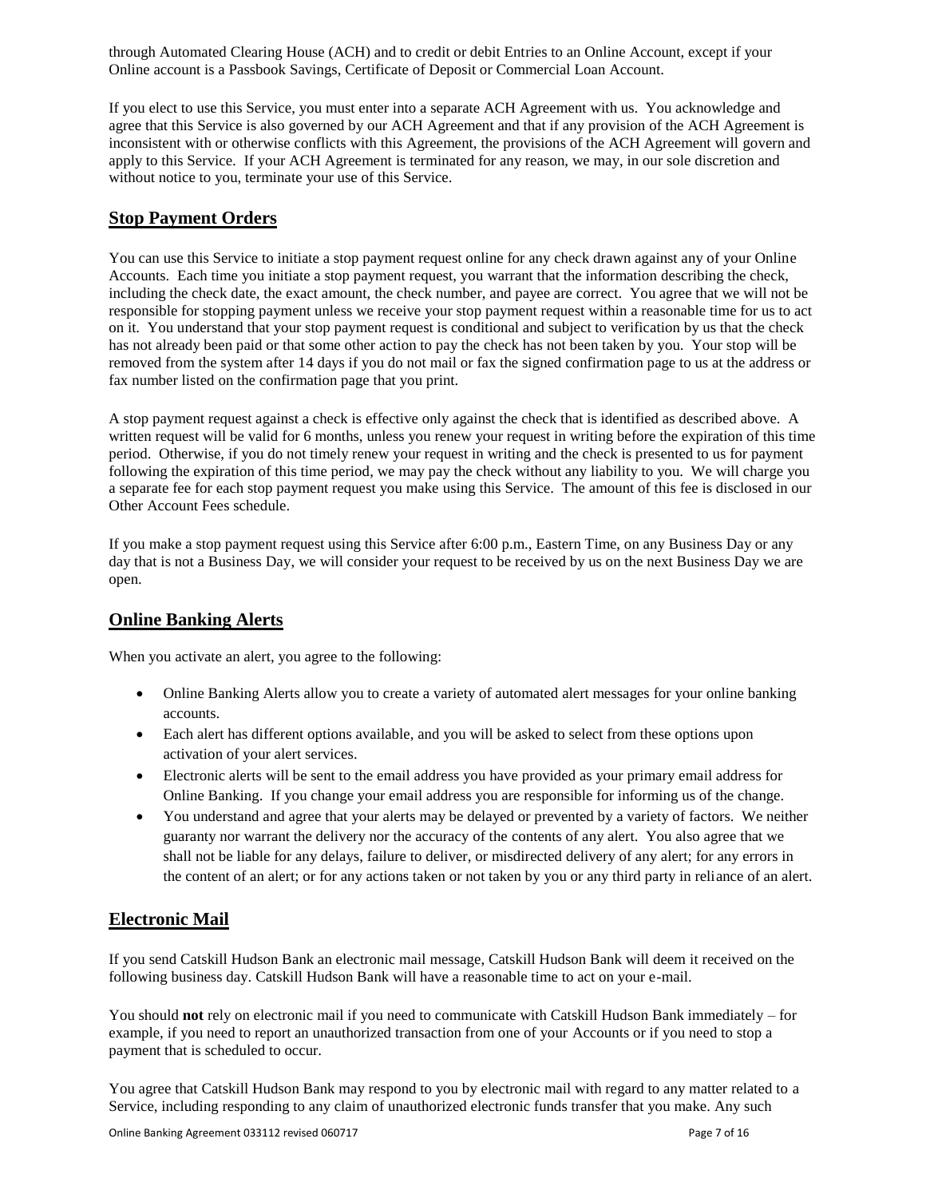through Automated Clearing House (ACH) and to credit or debit Entries to an Online Account, except if your Online account is a Passbook Savings, Certificate of Deposit or Commercial Loan Account.

If you elect to use this Service, you must enter into a separate ACH Agreement with us. You acknowledge and agree that this Service is also governed by our ACH Agreement and that if any provision of the ACH Agreement is inconsistent with or otherwise conflicts with this Agreement, the provisions of the ACH Agreement will govern and apply to this Service. If your ACH Agreement is terminated for any reason, we may, in our sole discretion and without notice to you, terminate your use of this Service.

## Stop Payment Orders

You can use this Service to initiate a stop payment request online for any check drawn against any of your Online Accounts. Each time you initiate a stop payment request, you warrant that the information describing the check, including the check date, the exact amount, the check number, and payee are correct. You agree that we will not be responsible for stopping payment unless we receive your stop payment request within a reasonable time for us to act on it. You understand that your stop payment request is conditional and subject to verification by us that the check has not already been paid or that some other action to pay the check has not been taken by you. Your stop will be removed from the system after 14 days if you do not mail or fax the signed confirmation page to us at the address or fax number listed on the confirmation page that you print.

A stop payment request against a check is effective only against the check that is identified as described above. A written request will be valid for 6 months, unless you renew your request in writing before the expiration of this time period. Otherwise, if you do not timely renew your request in writing and the check is presented to us for payment following the expiration of this time period, we may pay the check without any liability to you. We will charge you a separate fee for each stop payment request you make using this Service. The amount of this fee is disclosed in our Other Account Fees schedule.

If you make a stop payment request using this Service after 6:00 p.m., Eastern Time, on any Business Day or any day that is not a Business Day, we will consider your request to be received by us on the next Business Day we are open.

## Online Banking Alerts

When you activate an alert, you agree to the following:

- Online Banking Alerts allow you to create a variety of automated alert messages for your online banking accounts.
- Each alert has different options available, and you will be asked to select from these options upon activation of your alert services.
- Electronic alerts will be sent to the email address you have provided as your primary email address for Online Banking. If you change your email address you are responsible for informing us of the change.
- You understand and agree that your alerts may be delayed or prevented by a variety of factors. We neither guaranty nor warrant the delivery nor the accuracy of the contents of any alert. You also agree that we shall not be liable for any delays, failure to deliver, or misdirected delivery of any alert; for any errors in the content of an alert; or for any actions taken or not taken by you or any third party in reliance of an alert.

## Electronic Mail

If you send Catskill Hudson Bank an electronic mail message, Catskill Hudson Bank will deem it received on the following business day. Catskill Hudson Bank will have a reasonable time to act on your e-mail.

You should **not** rely on electronic mail if you need to communicate with Catskill Hudson Bank immediately – for example, if you need to report an unauthorized transaction from one of your Accounts or if you need to stop a payment that is scheduled to occur.

You agree that Catskill Hudson Bank may respond to you by electronic mail with regard to any matter related to a Service, including responding to any claim of unauthorized electronic funds transfer that you make. Any such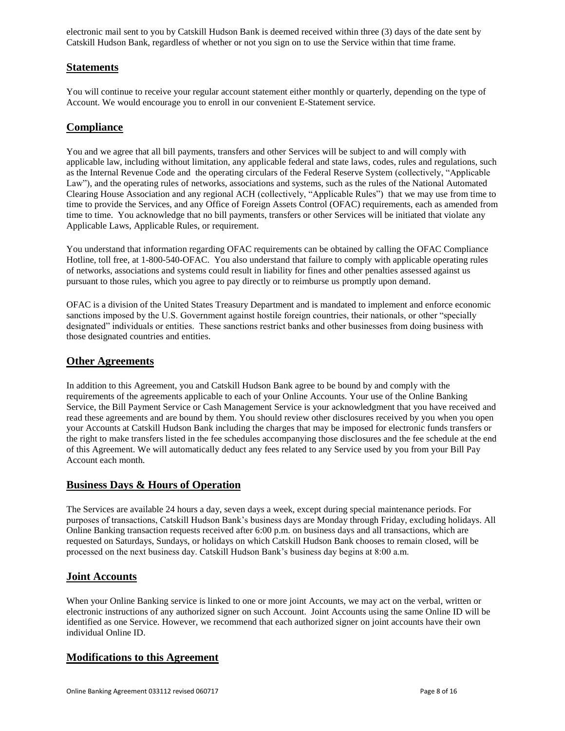electronic mail sent to you by Catskill Hudson Bank is deemed received within three (3) days of the date sent by Catskill Hudson Bank, regardless of whether or not you sign on to use the Service within that time frame.

## Statements

You will continue to receive your regular account statement either monthly or quarterly, depending on the type of Account. We would encourage you to enroll in our convenient E-Statement service.

## Compliance

You and we agree that all bill payments, transfers and other Services will be subject to and will comply with applicable law, including without limitation, any applicable federal and state laws, codes, rules and regulations, such as the Internal Revenue Code and the operating circulars of the Federal Reserve System (collectively, "Applicable Law"), and the operating rules of networks, associations and systems, such as the rules of the National Automated Clearing House Association and any regional ACH (collectively, "Applicable Rules") that we may use from time to time to provide the Services, and any Office of Foreign Assets Control (OFAC) requirements, each as amended from time to time. You acknowledge that no bill payments, transfers or other Services will be initiated that violate any Applicable Laws, Applicable Rules, or requirement.

You understand that information regarding OFAC requirements can be obtained by calling the OFAC Compliance Hotline, toll free, at 1-800-540-OFAC. You also understand that failure to comply with applicable operating rules of networks, associations and systems could result in liability for fines and other penalties assessed against us pursuant to those rules, which you agree to pay directly or to reimburse us promptly upon demand.

OFAC is a division of the United States Treasury Department and is mandated to implement and enforce economic sanctions imposed by the U.S. Government against hostile foreign countries, their nationals, or other "specially designated" individuals or entities. These sanctions restrict banks and other businesses from doing business with those designated countries and entities.

## Other Agreements

In addition to this Agreement, you and Catskill Hudson Bank agree to be bound by and comply with the requirements of the agreements applicable to each of your Online Accounts. Your use of the Online Banking Service, the Bill Payment Service or Cash Management Service is your acknowledgment that you have received and read these agreements and are bound by them. You should review other disclosures received by you when you open your Accounts at Catskill Hudson Bank including the charges that may be imposed for electronic funds transfers or the right to make transfers listed in the fee schedules accompanying those disclosures and the fee schedule at the end of this Agreement. We will automatically deduct any fees related to any Service used by you from your Bill Pay Account each month.

## Business Days & Hours of Operation

The Services are available 24 hours a day, seven days a week, except during special maintenance periods. For purposes of transactions, Catskill Hudson Bank's business days are Monday through Friday, excluding holidays. All Online Banking transaction requests received after 6:00 p.m. on business days and all transactions, which are requested on Saturdays, Sundays, or holidays on which Catskill Hudson Bank chooses to remain closed, will be processed on the next business day. Catskill Hudson Bank's business day begins at 8:00 a.m.

## Joint Accounts

When your Online Banking service is linked to one or more joint Accounts, we may act on the verbal, written or electronic instructions of any authorized signer on such Account. Joint Accounts using the same Online ID will be identified as one Service. However, we recommend that each authorized signer on joint accounts have their own individual Online ID.

## Modifications to this Agreement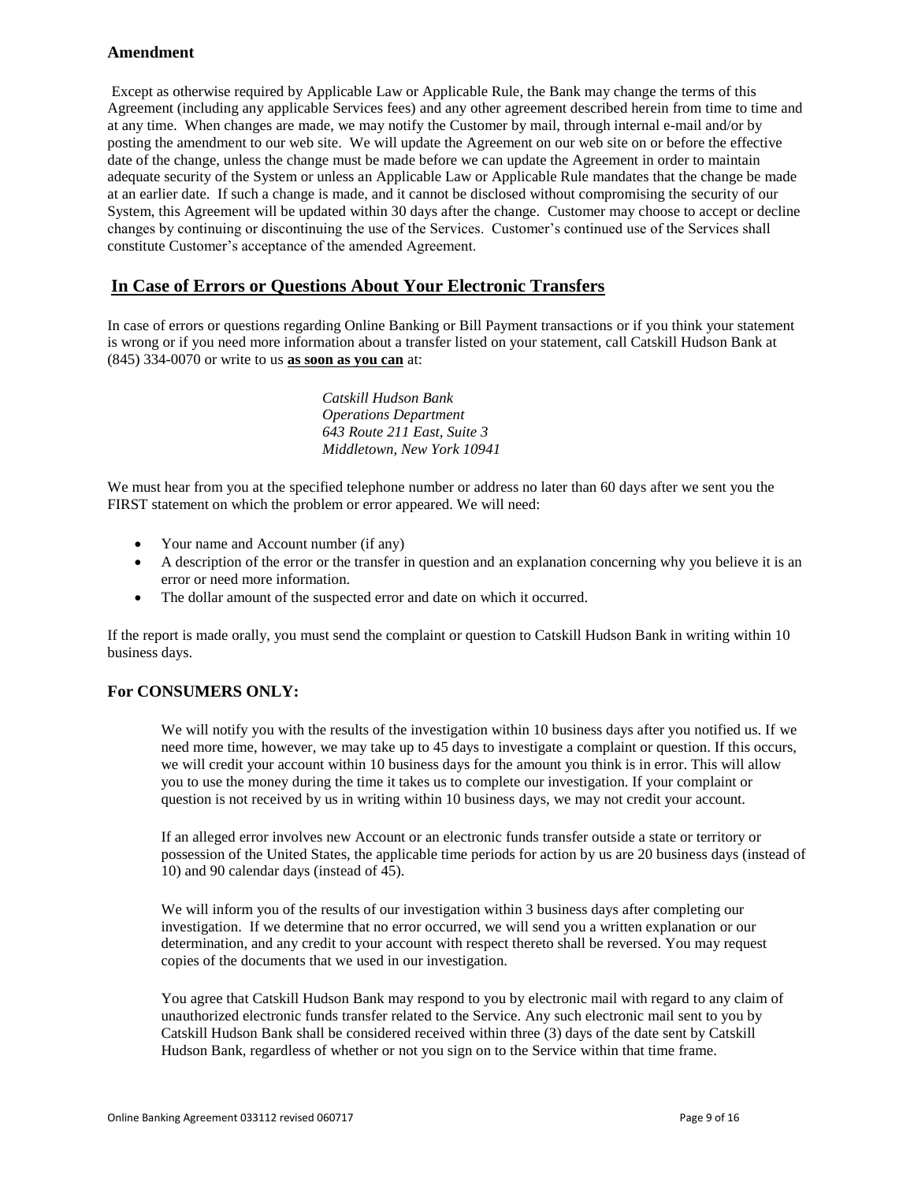## Amendment

Except as otherwise required by Applicable Law or Applicable Rule, the Bank may change the terms of this Agreement (including any applicable Services fees) and any other agreement described herein from time to time and at any time. When changes are made, we may notify the Customer by mail, through internal e-mail and/or by posting the amendment to our web site. We will update the Agreement on our web site on or before the effective date of the change, unless the change must be made before we can update the Agreement in order to maintain adequate security of the System or unless an Applicable Law or Applicable Rule mandates that the change be made at an earlier date. If such a change is made, and it cannot be disclosed without compromising the security of our System, this Agreement will be updated within 30 days after the change. Customer may choose to accept or decline changes by continuing or discontinuing the use of the Services. Customer's continued use of the Services shall constitute Customer's acceptance of the amended Agreement.

## In Case of Errors or Questions About Your Electronic Transfers

In case of errors or questions regarding Online Banking or Bill Payment transactions or if you think your statement is wrong or if you need more information about a transfer listed on your statement, call Catskill Hudson Bank at (845) 334-0070 or write to us **as soon as you can** at:

*Catskill Hudson Bank*
*Operations Department*
*643 Route 211 East, Suite 3*
*Middletown, New York 10941*

We must hear from you at the specified telephone number or address no later than 60 days after we sent you the FIRST statement on which the problem or error appeared. We will need:

- Your name and Account number (if any)
- A description of the error or the transfer in question and an explanation concerning why you believe it is an error or need more information.
- The dollar amount of the suspected error and date on which it occurred.

If the report is made orally, you must send the complaint or question to Catskill Hudson Bank in writing within 10 business days.

## For CONSUMERS ONLY:

We will notify you with the results of the investigation within 10 business days after you notified us. If we need more time, however, we may take up to 45 days to investigate a complaint or question. If this occurs, we will credit your account within 10 business days for the amount you think is in error. This will allow you to use the money during the time it takes us to complete our investigation. If your complaint or question is not received by us in writing within 10 business days, we may not credit your account.

If an alleged error involves new Account or an electronic funds transfer outside a state or territory or possession of the United States, the applicable time periods for action by us are 20 business days (instead of 10) and 90 calendar days (instead of 45).

We will inform you of the results of our investigation within 3 business days after completing our investigation. If we determine that no error occurred, we will send you a written explanation or our determination, and any credit to your account with respect thereto shall be reversed. You may request copies of the documents that we used in our investigation.

You agree that Catskill Hudson Bank may respond to you by electronic mail with regard to any claim of unauthorized electronic funds transfer related to the Service. Any such electronic mail sent to you by Catskill Hudson Bank shall be considered received within three (3) days of the date sent by Catskill Hudson Bank, regardless of whether or not you sign on to the Service within that time frame.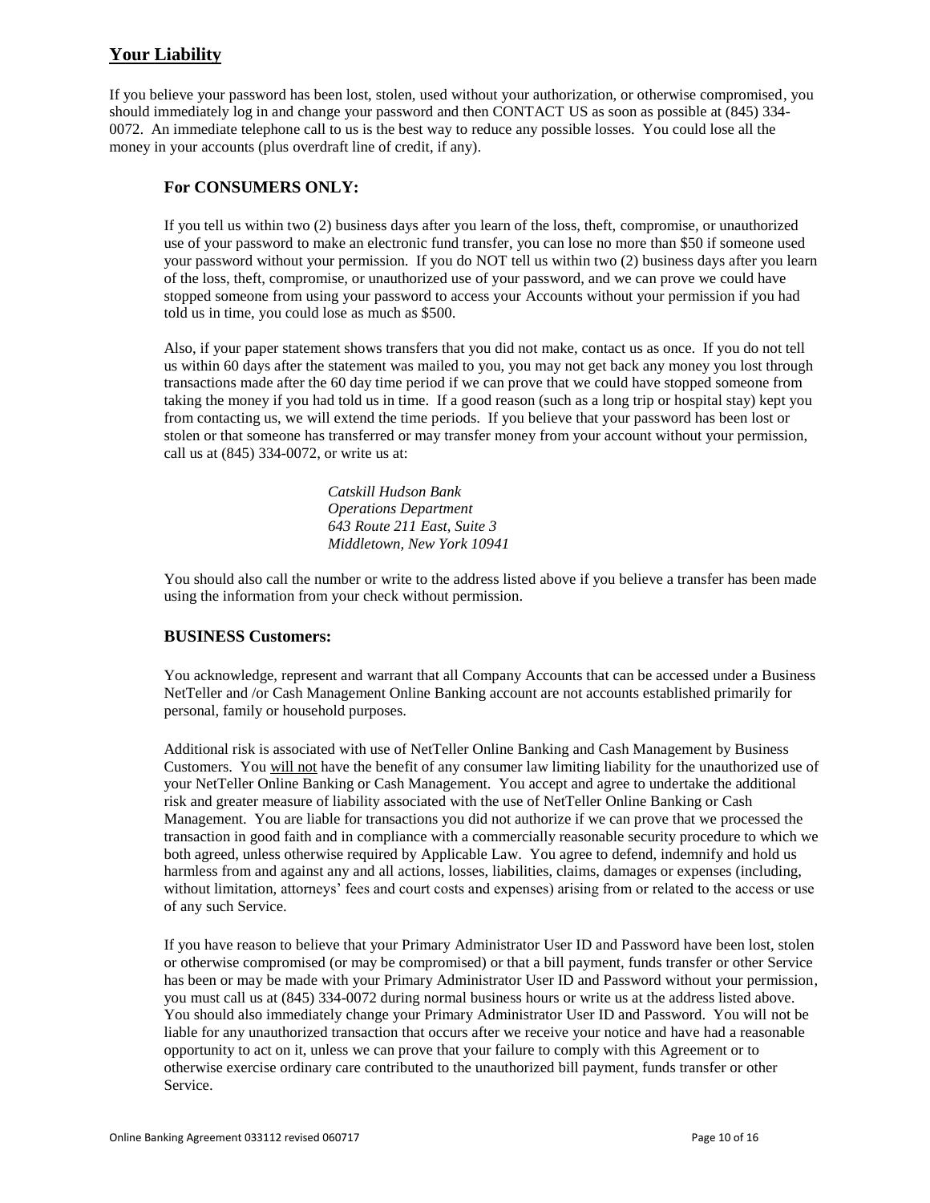## Your Liability

If you believe your password has been lost, stolen, used without your authorization, or otherwise compromised, you should immediately log in and change your password and then CONTACT US as soon as possible at (845) 334-0072. An immediate telephone call to us is the best way to reduce any possible losses. You could lose all the money in your accounts (plus overdraft line of credit, if any).

### For CONSUMERS ONLY:

If you tell us within two (2) business days after you learn of the loss, theft, compromise, or unauthorized use of your password to make an electronic fund transfer, you can lose no more than $50 if someone used your password without your permission. If you do NOT tell us within two (2) business days after you learn of the loss, theft, compromise, or unauthorized use of your password, and we can prove we could have stopped someone from using your password to access your Accounts without your permission if you had told us in time, you could lose as much as $500.

Also, if your paper statement shows transfers that you did not make, contact us as once. If you do not tell us within 60 days after the statement was mailed to you, you may not get back any money you lost through transactions made after the 60 day time period if we can prove that we could have stopped someone from taking the money if you had told us in time. If a good reason (such as a long trip or hospital stay) kept you from contacting us, we will extend the time periods. If you believe that your password has been lost or stolen or that someone has transferred or may transfer money from your account without your permission, call us at (845) 334-0072, or write us at:

*Catskill Hudson Bank*
*Operations Department*
*643 Route 211 East, Suite 3*
*Middletown, New York 10941*

You should also call the number or write to the address listed above if you believe a transfer has been made using the information from your check without permission.

### BUSINESS Customers:

You acknowledge, represent and warrant that all Company Accounts that can be accessed under a Business NetTeller and /or Cash Management Online Banking account are not accounts established primarily for personal, family or household purposes.

Additional risk is associated with use of NetTeller Online Banking and Cash Management by Business Customers. You <u>will not</u> have the benefit of any consumer law limiting liability for the unauthorized use of your NetTeller Online Banking or Cash Management. You accept and agree to undertake the additional risk and greater measure of liability associated with the use of NetTeller Online Banking or Cash Management. You are liable for transactions you did not authorize if we can prove that we processed the transaction in good faith and in compliance with a commercially reasonable security procedure to which we both agreed, unless otherwise required by Applicable Law. You agree to defend, indemnify and hold us harmless from and against any and all actions, losses, liabilities, claims, damages or expenses (including, without limitation, attorneys' fees and court costs and expenses) arising from or related to the access or use of any such Service.

If you have reason to believe that your Primary Administrator User ID and Password have been lost, stolen or otherwise compromised (or may be compromised) or that a bill payment, funds transfer or other Service has been or may be made with your Primary Administrator User ID and Password without your permission, you must call us at (845) 334-0072 during normal business hours or write us at the address listed above. You should also immediately change your Primary Administrator User ID and Password. You will not be liable for any unauthorized transaction that occurs after we receive your notice and have had a reasonable opportunity to act on it, unless we can prove that your failure to comply with this Agreement or to otherwise exercise ordinary care contributed to the unauthorized bill payment, funds transfer or other Service.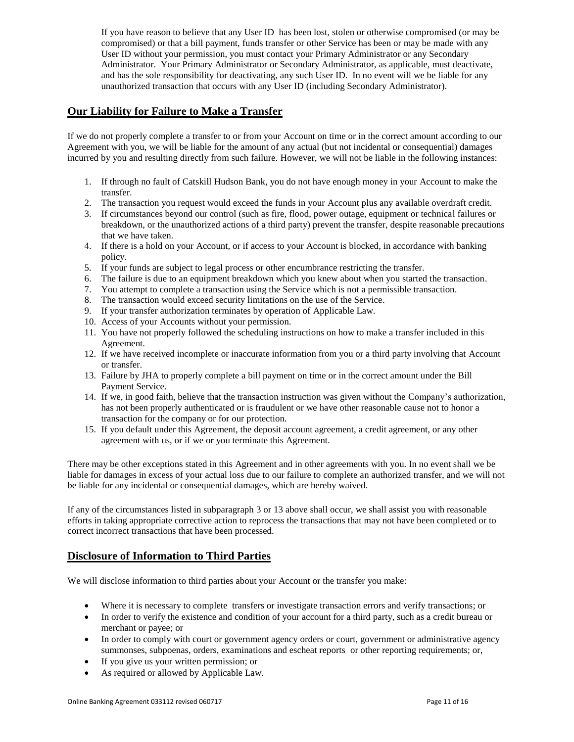If you have reason to believe that any User ID has been lost, stolen or otherwise compromised (or may be compromised) or that a bill payment, funds transfer or other Service has been or may be made with any User ID without your permission, you must contact your Primary Administrator or any Secondary Administrator. Your Primary Administrator or Secondary Administrator, as applicable, must deactivate, and has the sole responsibility for deactivating, any such User ID. In no event will we be liable for any unauthorized transaction that occurs with any User ID (including Secondary Administrator).

## Our Liability for Failure to Make a Transfer

If we do not properly complete a transfer to or from your Account on time or in the correct amount according to our Agreement with you, we will be liable for the amount of any actual (but not incidental or consequential) damages incurred by you and resulting directly from such failure. However, we will not be liable in the following instances:

1. If through no fault of Catskill Hudson Bank, you do not have enough money in your Account to make the transfer.
2. The transaction you request would exceed the funds in your Account plus any available overdraft credit.
3. If circumstances beyond our control (such as fire, flood, power outage, equipment or technical failures or breakdown, or the unauthorized actions of a third party) prevent the transfer, despite reasonable precautions that we have taken.
4. If there is a hold on your Account, or if access to your Account is blocked, in accordance with banking policy.
5. If your funds are subject to legal process or other encumbrance restricting the transfer.
6. The failure is due to an equipment breakdown which you knew about when you started the transaction.
7. You attempt to complete a transaction using the Service which is not a permissible transaction.
8. The transaction would exceed security limitations on the use of the Service.
9. If your transfer authorization terminates by operation of Applicable Law.
10. Access of your Accounts without your permission.
11. You have not properly followed the scheduling instructions on how to make a transfer included in this Agreement.
12. If we have received incomplete or inaccurate information from you or a third party involving that Account or transfer.
13. Failure by JHA to properly complete a bill payment on time or in the correct amount under the Bill Payment Service.
14. If we, in good faith, believe that the transaction instruction was given without the Company's authorization, has not been properly authenticated or is fraudulent or we have other reasonable cause not to honor a transaction for the company or for our protection.
15. If you default under this Agreement, the deposit account agreement, a credit agreement, or any other agreement with us, or if we or you terminate this Agreement.

There may be other exceptions stated in this Agreement and in other agreements with you. In no event shall we be liable for damages in excess of your actual loss due to our failure to complete an authorized transfer, and we will not be liable for any incidental or consequential damages, which are hereby waived.

If any of the circumstances listed in subparagraph 3 or 13 above shall occur, we shall assist you with reasonable efforts in taking appropriate corrective action to reprocess the transactions that may not have been completed or to correct incorrect transactions that have been processed.

## Disclosure of Information to Third Parties

We will disclose information to third parties about your Account or the transfer you make:

- Where it is necessary to complete transfers or investigate transaction errors and verify transactions; or
- In order to verify the existence and condition of your account for a third party, such as a credit bureau or merchant or payee; or
- In order to comply with court or government agency orders or court, government or administrative agency summonses, subpoenas, orders, examinations and escheat reports or other reporting requirements; or,
- If you give us your written permission; or
- As required or allowed by Applicable Law.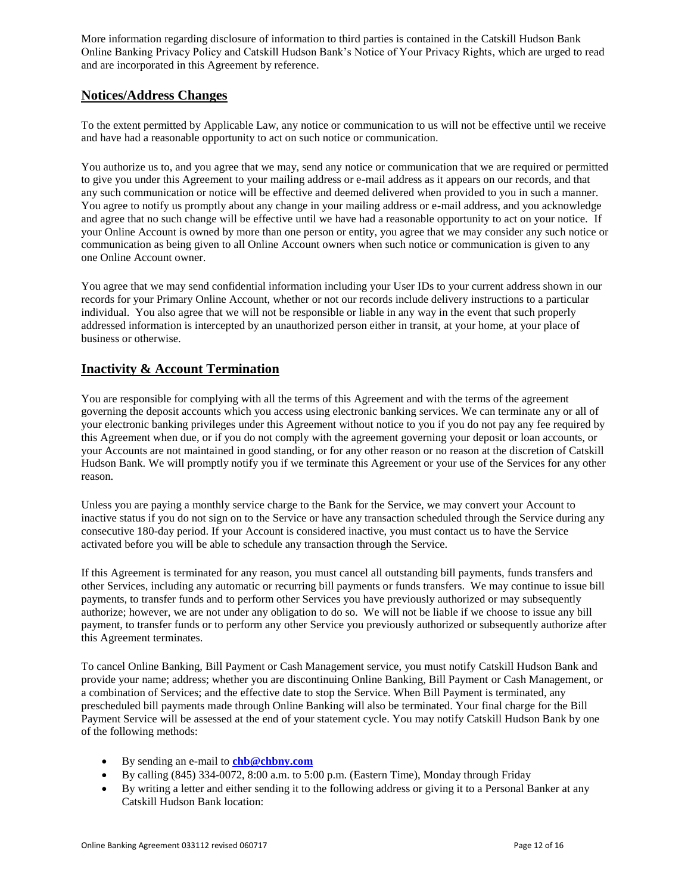More information regarding disclosure of information to third parties is contained in the Catskill Hudson Bank Online Banking Privacy Policy and Catskill Hudson Bank's Notice of Your Privacy Rights, which are urged to read and are incorporated in this Agreement by reference.

## Notices/Address Changes

To the extent permitted by Applicable Law, any notice or communication to us will not be effective until we receive and have had a reasonable opportunity to act on such notice or communication.

You authorize us to, and you agree that we may, send any notice or communication that we are required or permitted to give you under this Agreement to your mailing address or e-mail address as it appears on our records, and that any such communication or notice will be effective and deemed delivered when provided to you in such a manner. You agree to notify us promptly about any change in your mailing address or e-mail address, and you acknowledge and agree that no such change will be effective until we have had a reasonable opportunity to act on your notice. If your Online Account is owned by more than one person or entity, you agree that we may consider any such notice or communication as being given to all Online Account owners when such notice or communication is given to any one Online Account owner.

You agree that we may send confidential information including your User IDs to your current address shown in our records for your Primary Online Account, whether or not our records include delivery instructions to a particular individual. You also agree that we will not be responsible or liable in any way in the event that such properly addressed information is intercepted by an unauthorized person either in transit, at your home, at your place of business or otherwise.

## Inactivity & Account Termination

You are responsible for complying with all the terms of this Agreement and with the terms of the agreement governing the deposit accounts which you access using electronic banking services. We can terminate any or all of your electronic banking privileges under this Agreement without notice to you if you do not pay any fee required by this Agreement when due, or if you do not comply with the agreement governing your deposit or loan accounts, or your Accounts are not maintained in good standing, or for any other reason or no reason at the discretion of Catskill Hudson Bank. We will promptly notify you if we terminate this Agreement or your use of the Services for any other reason.

Unless you are paying a monthly service charge to the Bank for the Service, we may convert your Account to inactive status if you do not sign on to the Service or have any transaction scheduled through the Service during any consecutive 180-day period. If your Account is considered inactive, you must contact us to have the Service activated before you will be able to schedule any transaction through the Service.

If this Agreement is terminated for any reason, you must cancel all outstanding bill payments, funds transfers and other Services, including any automatic or recurring bill payments or funds transfers. We may continue to issue bill payments, to transfer funds and to perform other Services you have previously authorized or may subsequently authorize; however, we are not under any obligation to do so. We will not be liable if we choose to issue any bill payment, to transfer funds or to perform any other Service you previously authorized or subsequently authorize after this Agreement terminates.

To cancel Online Banking, Bill Payment or Cash Management service, you must notify Catskill Hudson Bank and provide your name; address; whether you are discontinuing Online Banking, Bill Payment or Cash Management, or a combination of Services; and the effective date to stop the Service. When Bill Payment is terminated, any prescheduled bill payments made through Online Banking will also be terminated. Your final charge for the Bill Payment Service will be assessed at the end of your statement cycle. You may notify Catskill Hudson Bank by one of the following methods:

- By sending an e-mail to **chb@chbny.com**
- By calling (845) 334-0072, 8:00 a.m. to 5:00 p.m. (Eastern Time), Monday through Friday
- By writing a letter and either sending it to the following address or giving it to a Personal Banker at any Catskill Hudson Bank location: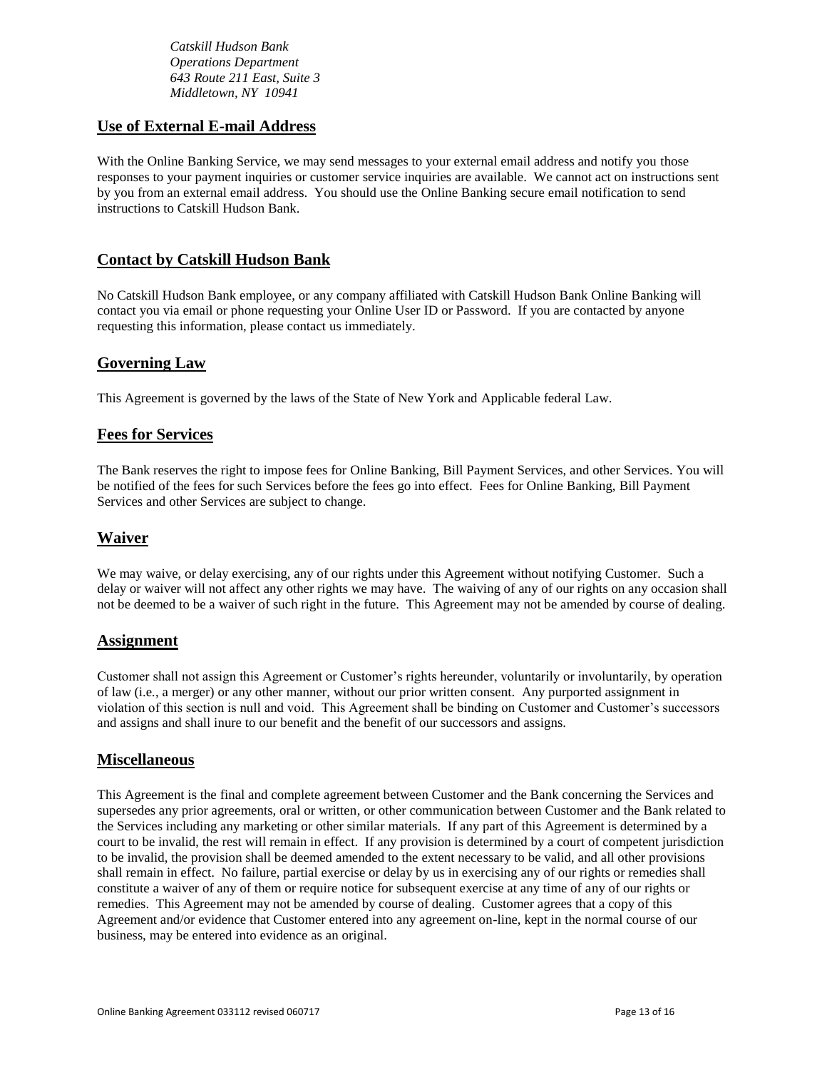*Catskill Hudson Bank*
*Operations Department*
*643 Route 211 East, Suite 3*
*Middletown, NY 10941*

## Use of External E-mail Address

With the Online Banking Service, we may send messages to your external email address and notify you those responses to your payment inquiries or customer service inquiries are available. We cannot act on instructions sent by you from an external email address. You should use the Online Banking secure email notification to send instructions to Catskill Hudson Bank.

## Contact by Catskill Hudson Bank

No Catskill Hudson Bank employee, or any company affiliated with Catskill Hudson Bank Online Banking will contact you via email or phone requesting your Online User ID or Password. If you are contacted by anyone requesting this information, please contact us immediately.

## Governing Law

This Agreement is governed by the laws of the State of New York and Applicable federal Law.

## Fees for Services

The Bank reserves the right to impose fees for Online Banking, Bill Payment Services, and other Services. You will be notified of the fees for such Services before the fees go into effect. Fees for Online Banking, Bill Payment Services and other Services are subject to change.

## Waiver

We may waive, or delay exercising, any of our rights under this Agreement without notifying Customer. Such a delay or waiver will not affect any other rights we may have. The waiving of any of our rights on any occasion shall not be deemed to be a waiver of such right in the future. This Agreement may not be amended by course of dealing.

## Assignment

Customer shall not assign this Agreement or Customer's rights hereunder, voluntarily or involuntarily, by operation of law (i.e., a merger) or any other manner, without our prior written consent. Any purported assignment in violation of this section is null and void. This Agreement shall be binding on Customer and Customer's successors and assigns and shall inure to our benefit and the benefit of our successors and assigns.

## Miscellaneous

This Agreement is the final and complete agreement between Customer and the Bank concerning the Services and supersedes any prior agreements, oral or written, or other communication between Customer and the Bank related to the Services including any marketing or other similar materials. If any part of this Agreement is determined by a court to be invalid, the rest will remain in effect. If any provision is determined by a court of competent jurisdiction to be invalid, the provision shall be deemed amended to the extent necessary to be valid, and all other provisions shall remain in effect. No failure, partial exercise or delay by us in exercising any of our rights or remedies shall constitute a waiver of any of them or require notice for subsequent exercise at any time of any of our rights or remedies. This Agreement may not be amended by course of dealing. Customer agrees that a copy of this Agreement and/or evidence that Customer entered into any agreement on-line, kept in the normal course of our business, may be entered into evidence as an original.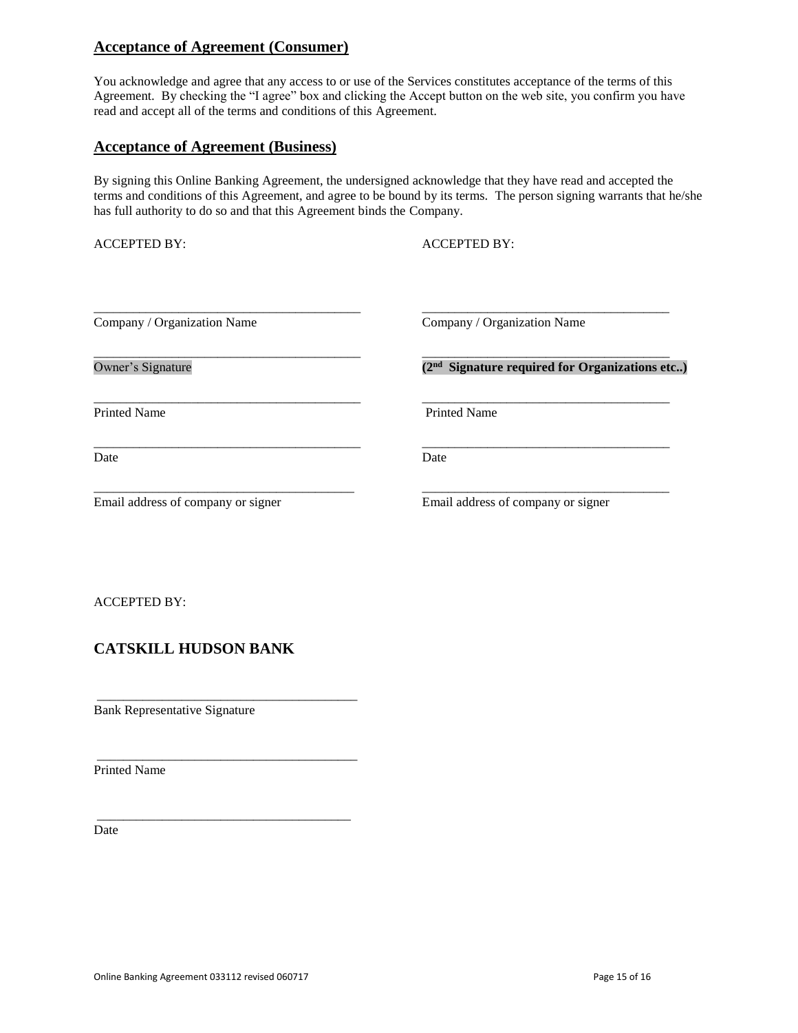## Acceptance of Agreement (Consumer)

You acknowledge and agree that any access to or use of the Services constitutes acceptance of the terms of this Agreement. By checking the "I agree" box and clicking the Accept button on the web site, you confirm you have read and accept all of the terms and conditions of this Agreement.

## Acceptance of Agreement (Business)

By signing this Online Banking Agreement, the undersigned acknowledge that they have read and accepted the terms and conditions of this Agreement, and agree to be bound by its terms. The person signing warrants that he/she has full authority to do so and that this Agreement binds the Company.

| ACCEPTED BY: | ACCEPTED BY: |
|---|---|
| ______________________________ | ______________________________ |
| Company / Organization Name | Company / Organization Name |
| ______________________________ | ______________________________ |
| Owner's Signature | **(2nd Signature required for Organizations etc..)** |
| ______________________________ | ______________________________ |
| Printed Name | Printed Name |
| ______________________________ | ______________________________ |
| Date | Date |
| ______________________________ | ______________________________ |
| Email address of company or signer | Email address of company or signer |

ACCEPTED BY:

### CATSKILL HUDSON BANK

______________________________
Bank Representative Signature

______________________________
Printed Name

______________________________
Date

Online Banking Agreement 033112 revised 060717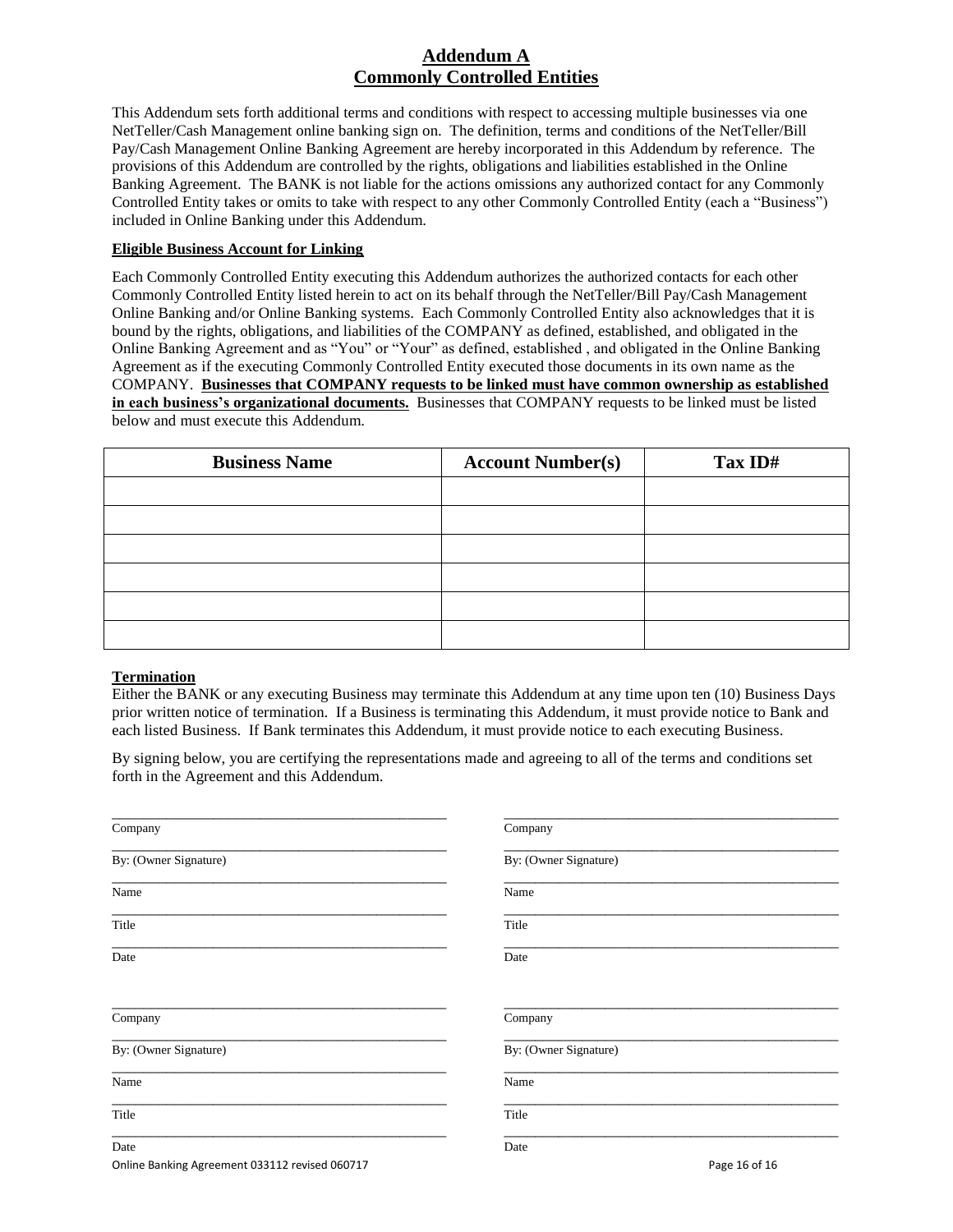## Addendum A
## Commonly Controlled Entities

This Addendum sets forth additional terms and conditions with respect to accessing multiple businesses via one NetTeller/Cash Management online banking sign on. The definition, terms and conditions of the NetTeller/Bill Pay/Cash Management Online Banking Agreement are hereby incorporated in this Addendum by reference. The provisions of this Addendum are controlled by the rights, obligations and liabilities established in the Online Banking Agreement. The BANK is not liable for the actions omissions any authorized contact for any Commonly Controlled Entity takes or omits to take with respect to any other Commonly Controlled Entity (each a "Business") included in Online Banking under this Addendum.

**Eligible Business Account for Linking**

Each Commonly Controlled Entity executing this Addendum authorizes the authorized contacts for each other Commonly Controlled Entity listed herein to act on its behalf through the NetTeller/Bill Pay/Cash Management Online Banking and/or Online Banking systems. Each Commonly Controlled Entity also acknowledges that it is bound by the rights, obligations, and liabilities of the COMPANY as defined, established, and obligated in the Online Banking Agreement and as "You" or "Your" as defined, established , and obligated in the Online Banking Agreement as if the executing Commonly Controlled Entity executed those documents in its own name as the COMPANY. **Businesses that COMPANY requests to be linked must have common ownership as established in each business's organizational documents.** Businesses that COMPANY requests to be linked must be listed below and must execute this Addendum.

| Business Name | Account Number(s) | Tax ID# |
|---|---|---|
| | | |
| | | |
| | | |
| | | |
| | | |
| | | |

**Termination**

Either the BANK or any executing Business may terminate this Addendum at any time upon ten (10) Business Days prior written notice of termination. If a Business is terminating this Addendum, it must provide notice to Bank and each listed Business. If Bank terminates this Addendum, it must provide notice to each executing Business.

By signing below, you are certifying the representations made and agreeing to all of the terms and conditions set forth in the Agreement and this Addendum.

\_\_\_\_\_\_\_\_\_\_\_\_\_\_\_\_\_\_\_\_\_\_\_\_\_\_\_\_\_\_\_\_\_\_\_\_\_\_\_\_
Company
\_\_\_\_\_\_\_\_\_\_\_\_\_\_\_\_\_\_\_\_\_\_\_\_\_\_\_\_\_\_\_\_\_\_\_\_\_\_\_\_
By: (Owner Signature)
\_\_\_\_\_\_\_\_\_\_\_\_\_\_\_\_\_\_\_\_\_\_\_\_\_\_\_\_\_\_\_\_\_\_\_\_\_\_\_\_
Name
\_\_\_\_\_\_\_\_\_\_\_\_\_\_\_\_\_\_\_\_\_\_\_\_\_\_\_\_\_\_\_\_\_\_\_\_\_\_\_\_
Title
\_\_\_\_\_\_\_\_\_\_\_\_\_\_\_\_\_\_\_\_\_\_\_\_\_\_\_\_\_\_\_\_\_\_\_\_\_\_\_\_
Date

\_\_\_\_\_\_\_\_\_\_\_\_\_\_\_\_\_\_\_\_\_\_\_\_\_\_\_\_\_\_\_\_\_\_\_\_\_\_\_\_
Company
\_\_\_\_\_\_\_\_\_\_\_\_\_\_\_\_\_\_\_\_\_\_\_\_\_\_\_\_\_\_\_\_\_\_\_\_\_\_\_\_
By: (Owner Signature)
\_\_\_\_\_\_\_\_\_\_\_\_\_\_\_\_\_\_\_\_\_\_\_\_\_\_\_\_\_\_\_\_\_\_\_\_\_\_\_\_
Name
\_\_\_\_\_\_\_\_\_\_\_\_\_\_\_\_\_\_\_\_\_\_\_\_\_\_\_\_\_\_\_\_\_\_\_\_\_\_\_\_
Title
\_\_\_\_\_\_\_\_\_\_\_\_\_\_\_\_\_\_\_\_\_\_\_\_\_\_\_\_\_\_\_\_\_\_\_\_\_\_\_\_
Date

\_\_\_\_\_\_\_\_\_\_\_\_\_\_\_\_\_\_\_\_\_\_\_\_\_\_\_\_\_\_\_\_\_\_\_\_\_\_\_\_
Company
\_\_\_\_\_\_\_\_\_\_\_\_\_\_\_\_\_\_\_\_\_\_\_\_\_\_\_\_\_\_\_\_\_\_\_\_\_\_\_\_
By: (Owner Signature)
\_\_\_\_\_\_\_\_\_\_\_\_\_\_\_\_\_\_\_\_\_\_\_\_\_\_\_\_\_\_\_\_\_\_\_\_\_\_\_\_
Name
\_\_\_\_\_\_\_\_\_\_\_\_\_\_\_\_\_\_\_\_\_\_\_\_\_\_\_\_\_\_\_\_\_\_\_\_\_\_\_\_
Title
\_\_\_\_\_\_\_\_\_\_\_\_\_\_\_\_\_\_\_\_\_\_\_\_\_\_\_\_\_\_\_\_\_\_\_\_\_\_\_\_
Date

\_\_\_\_\_\_\_\_\_\_\_\_\_\_\_\_\_\_\_\_\_\_\_\_\_\_\_\_\_\_\_\_\_\_\_\_\_\_\_\_
Company
\_\_\_\_\_\_\_\_\_\_\_\_\_\_\_\_\_\_\_\_\_\_\_\_\_\_\_\_\_\_\_\_\_\_\_\_\_\_\_\_
By: (Owner Signature)
\_\_\_\_\_\_\_\_\_\_\_\_\_\_\_\_\_\_\_\_\_\_\_\_\_\_\_\_\_\_\_\_\_\_\_\_\_\_\_\_
Name
\_\_\_\_\_\_\_\_\_\_\_\_\_\_\_\_\_\_\_\_\_\_\_\_\_\_\_\_\_\_\_\_\_\_\_\_\_\_\_\_
Title
\_\_\_\_\_\_\_\_\_\_\_\_\_\_\_\_\_\_\_\_\_\_\_\_\_\_\_\_\_\_\_\_\_\_\_\_\_\_\_\_
Date